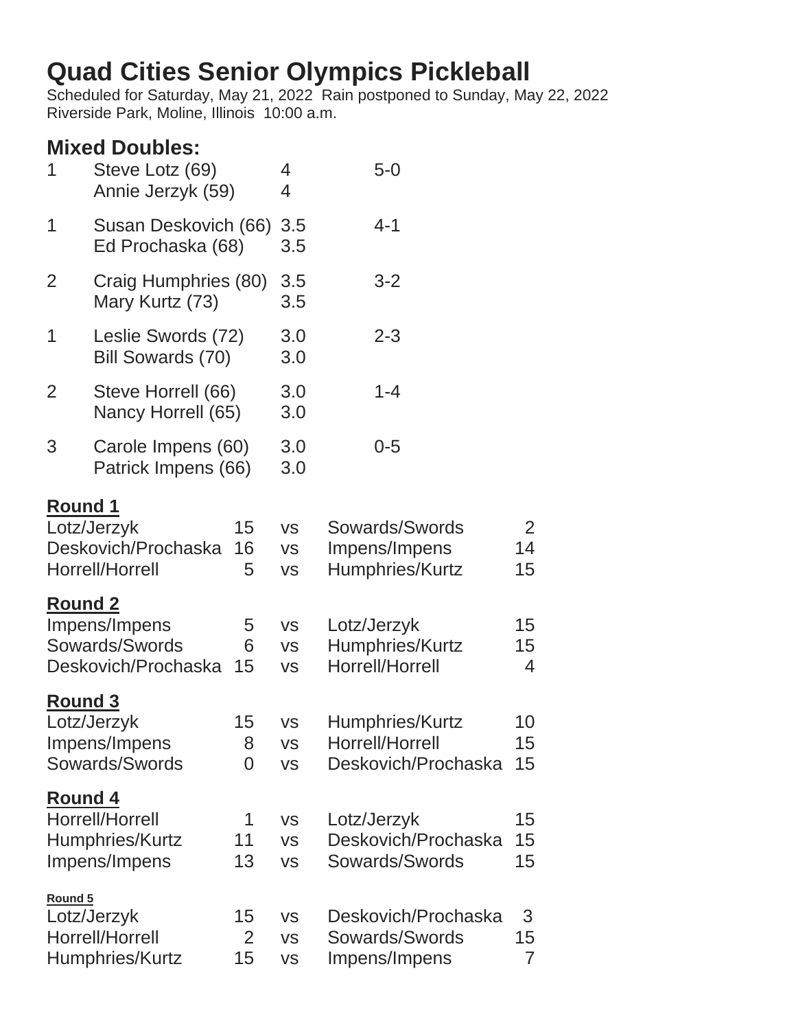# Quad Cities Senior Olympics Pickleball

Scheduled for Saturday, May 21, 2022 Rain postponed to Sunday, May 22, 2022
Riverside Park, Moline, Illinois 10:00 a.m.

## Mixed Doubles:

| | Team | Rating | Record |
|---|---|---|---|
| 1 | Steve Lotz (69) | 4 | 5-0 |
| | Annie Jerzyk (59) | 4 | |
| 1 | Susan Deskovich (66) | 3.5 | 4-1 |
| | Ed Prochaska (68) | 3.5 | |
| 2 | Craig Humphries (80) | 3.5 | 3-2 |
| | Mary Kurtz (73) | 3.5 | |
| 1 | Leslie Swords (72) | 3.0 | 2-3 |
| | Bill Sowards (70) | 3.0 | |
| 2 | Steve Horrell (66) | 3.0 | 1-4 |
| | Nancy Horrell (65) | 3.0 | |
| 3 | Carole Impens (60) | 3.0 | 0-5 |
| | Patrick Impens (66) | 3.0 | |

**Round 1**

| Team | Score | | Team | Score |
|---|---|---|---|---|
| Lotz/Jerzyk | 15 | vs | Sowards/Swords | 2 |
| Deskovich/Prochaska | 16 | vs | Impens/Impens | 14 |
| Horrell/Horrell | 5 | vs | Humphries/Kurtz | 15 |

**Round 2**

| Team | Score | | Team | Score |
|---|---|---|---|---|
| Impens/Impens | 5 | vs | Lotz/Jerzyk | 15 |
| Sowards/Swords | 6 | vs | Humphries/Kurtz | 15 |
| Deskovich/Prochaska | 15 | vs | Horrell/Horrell | 4 |

**Round 3**

| Team | Score | | Team | Score |
|---|---|---|---|---|
| Lotz/Jerzyk | 15 | vs | Humphries/Kurtz | 10 |
| Impens/Impens | 8 | vs | Horrell/Horrell | 15 |
| Sowards/Swords | 0 | vs | Deskovich/Prochaska | 15 |

**Round 4**

| Team | Score | | Team | Score |
|---|---|---|---|---|
| Horrell/Horrell | 1 | vs | Lotz/Jerzyk | 15 |
| Humphries/Kurtz | 11 | vs | Deskovich/Prochaska | 15 |
| Impens/Impens | 13 | vs | Sowards/Swords | 15 |

**Round 5**

| Team | Score | | Team | Score |
|---|---|---|---|---|
| Lotz/Jerzyk | 15 | vs | Deskovich/Prochaska | 3 |
| Horrell/Horrell | 2 | vs | Sowards/Swords | 15 |
| Humphries/Kurtz | 15 | vs | Impens/Impens | 7 |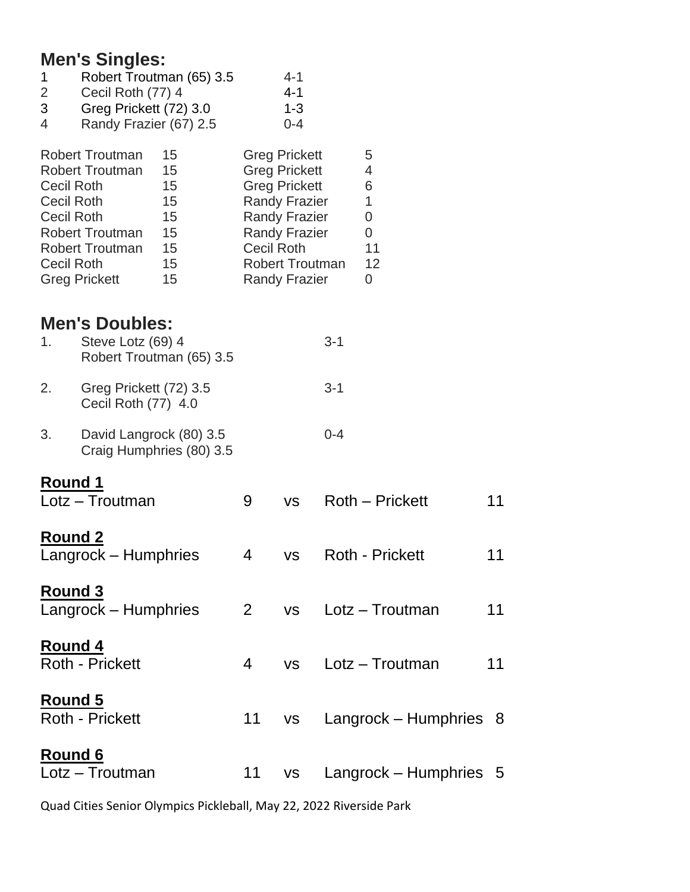## Men's Singles:

| | | |
|---|---|---|
| 1 | Robert Troutman (65) 3.5 | 4-1 |
| 2 | Cecil Roth (77) 4 | 4-1 |
| 3 | Greg Prickett (72) 3.0 | 1-3 |
| 4 | Randy Frazier (67) 2.5 | 0-4 |

| | | | |
|---|---|---|---|
| Robert Troutman | 15 | Greg Prickett | 5 |
| Robert Troutman | 15 | Greg Prickett | 4 |
| Cecil Roth | 15 | Greg Prickett | 6 |
| Cecil Roth | 15 | Randy Frazier | 1 |
| Cecil Roth | 15 | Randy Frazier | 0 |
| Robert Troutman | 15 | Randy Frazier | 0 |
| Robert Troutman | 15 | Cecil Roth | 11 |
| Cecil Roth | 15 | Robert Troutman | 12 |
| Greg Prickett | 15 | Randy Frazier | 0 |

## Men's Doubles:

| | | |
|---|---|---|
| 1. | Steve Lotz (69) 4<br>Robert Troutman (65) 3.5 | 3-1 |
| 2. | Greg Prickett (72) 3.5<br>Cecil Roth (77) 4.0 | 3-1 |
| 3. | David Langrock (80) 3.5<br>Craig Humphries (80) 3.5 | 0-4 |

**Round 1**
Lotz – Troutman 9 vs Roth – Prickett 11

**Round 2**
Langrock – Humphries 4 vs Roth - Prickett 11

**Round 3**
Langrock – Humphries 2 vs Lotz – Troutman 11

**Round 4**
Roth - Prickett 4 vs Lotz – Troutman 11

**Round 5**
Roth - Prickett 11 vs Langrock – Humphries 8

**Round 6**
Lotz – Troutman 11 vs Langrock – Humphries 5

Quad Cities Senior Olympics Pickleball, May 22, 2022 Riverside Park